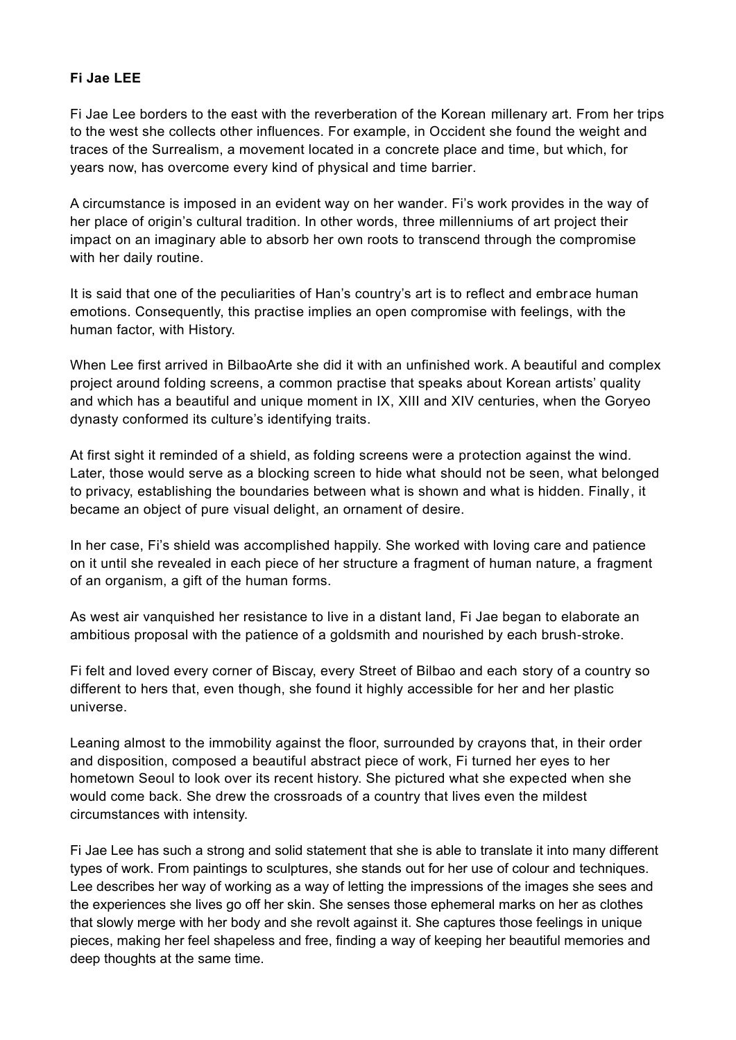**Fi Jae LEE**

Fi Jae Lee borders to the east with the reverberation of the Korean millenary art. From her trips to the west she collects other influences. For example, in Occident she found the weight and traces of the Surrealism, a movement located in a concrete place and time, but which, for years now, has overcome every kind of physical and time barrier.

A circumstance is imposed in an evident way on her wander. Fi's work provides in the way of her place of origin's cultural tradition. In other words, three millenniums of art project their impact on an imaginary able to absorb her own roots to transcend through the compromise with her daily routine.

It is said that one of the peculiarities of Han's country's art is to reflect and embrace human emotions. Consequently, this practise implies an open compromise with feelings, with the human factor, with History.

When Lee first arrived in BilbaoArte she did it with an unfinished work. A beautiful and complex project around folding screens, a common practise that speaks about Korean artists' quality and which has a beautiful and unique moment in IX, XIII and XIV centuries, when the Goryeo dynasty conformed its culture's identifying traits.

At first sight it reminded of a shield, as folding screens were a protection against the wind. Later, those would serve as a blocking screen to hide what should not be seen, what belonged to privacy, establishing the boundaries between what is shown and what is hidden. Finally, it became an object of pure visual delight, an ornament of desire.

In her case, Fi's shield was accomplished happily. She worked with loving care and patience on it until she revealed in each piece of her structure a fragment of human nature, a fragment of an organism, a gift of the human forms.

As west air vanquished her resistance to live in a distant land, Fi Jae began to elaborate an ambitious proposal with the patience of a goldsmith and nourished by each brush-stroke.

Fi felt and loved every corner of Biscay, every Street of Bilbao and each story of a country so different to hers that, even though, she found it highly accessible for her and her plastic universe.

Leaning almost to the immobility against the floor, surrounded by crayons that, in their order and disposition, composed a beautiful abstract piece of work, Fi turned her eyes to her hometown Seoul to look over its recent history. She pictured what she expected when she would come back. She drew the crossroads of a country that lives even the mildest circumstances with intensity.

Fi Jae Lee has such a strong and solid statement that she is able to translate it into many different types of work. From paintings to sculptures, she stands out for her use of colour and techniques. Lee describes her way of working as a way of letting the impressions of the images she sees and the experiences she lives go off her skin. She senses those ephemeral marks on her as clothes that slowly merge with her body and she revolt against it. She captures those feelings in unique pieces, making her feel shapeless and free, finding a way of keeping her beautiful memories and deep thoughts at the same time.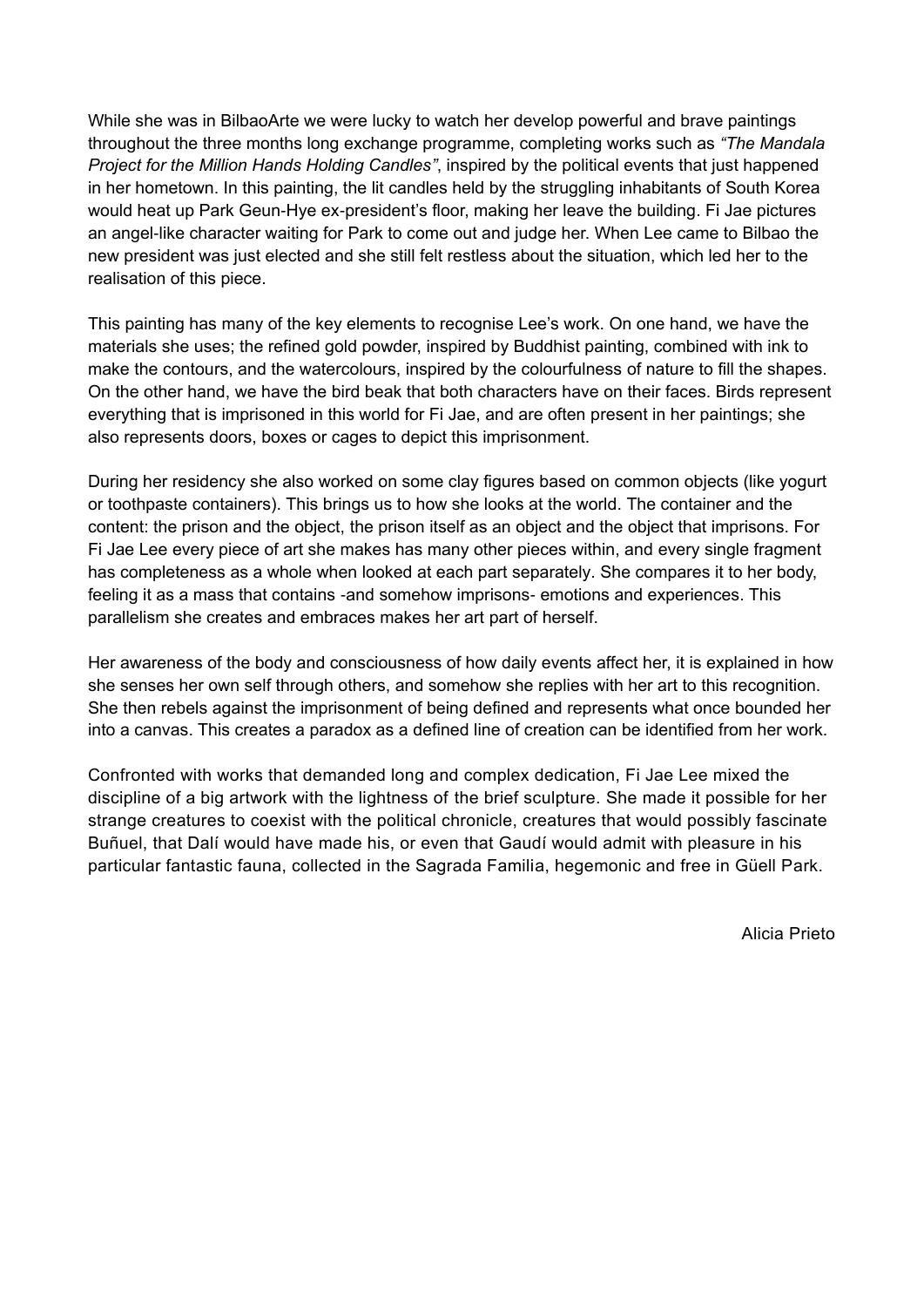While she was in BilbaoArte we were lucky to watch her develop powerful and brave paintings throughout the three months long exchange programme, completing works such as *"The Mandala Project for the Million Hands Holding Candles"*, inspired by the political events that just happened in her hometown. In this painting, the lit candles held by the struggling inhabitants of South Korea would heat up Park Geun-Hye ex-president's floor, making her leave the building. Fi Jae pictures an angel-like character waiting for Park to come out and judge her. When Lee came to Bilbao the new president was just elected and she still felt restless about the situation, which led her to the realisation of this piece.

This painting has many of the key elements to recognise Lee's work. On one hand, we have the materials she uses; the refined gold powder, inspired by Buddhist painting, combined with ink to make the contours, and the watercolours, inspired by the colourfulness of nature to fill the shapes. On the other hand, we have the bird beak that both characters have on their faces. Birds represent everything that is imprisoned in this world for Fi Jae, and are often present in her paintings; she also represents doors, boxes or cages to depict this imprisonment.

During her residency she also worked on some clay figures based on common objects (like yogurt or toothpaste containers). This brings us to how she looks at the world. The container and the content: the prison and the object, the prison itself as an object and the object that imprisons. For Fi Jae Lee every piece of art she makes has many other pieces within, and every single fragment has completeness as a whole when looked at each part separately. She compares it to her body, feeling it as a mass that contains -and somehow imprisons- emotions and experiences. This parallelism she creates and embraces makes her art part of herself.

Her awareness of the body and consciousness of how daily events affect her, it is explained in how she senses her own self through others, and somehow she replies with her art to this recognition. She then rebels against the imprisonment of being defined and represents what once bounded her into a canvas. This creates a paradox as a defined line of creation can be identified from her work.

Confronted with works that demanded long and complex dedication, Fi Jae Lee mixed the discipline of a big artwork with the lightness of the brief sculpture. She made it possible for her strange creatures to coexist with the political chronicle, creatures that would possibly fascinate Buñuel, that Dalí would have made his, or even that Gaudí would admit with pleasure in his particular fantastic fauna, collected in the Sagrada Familia, hegemonic and free in Güell Park.

Alicia Prieto